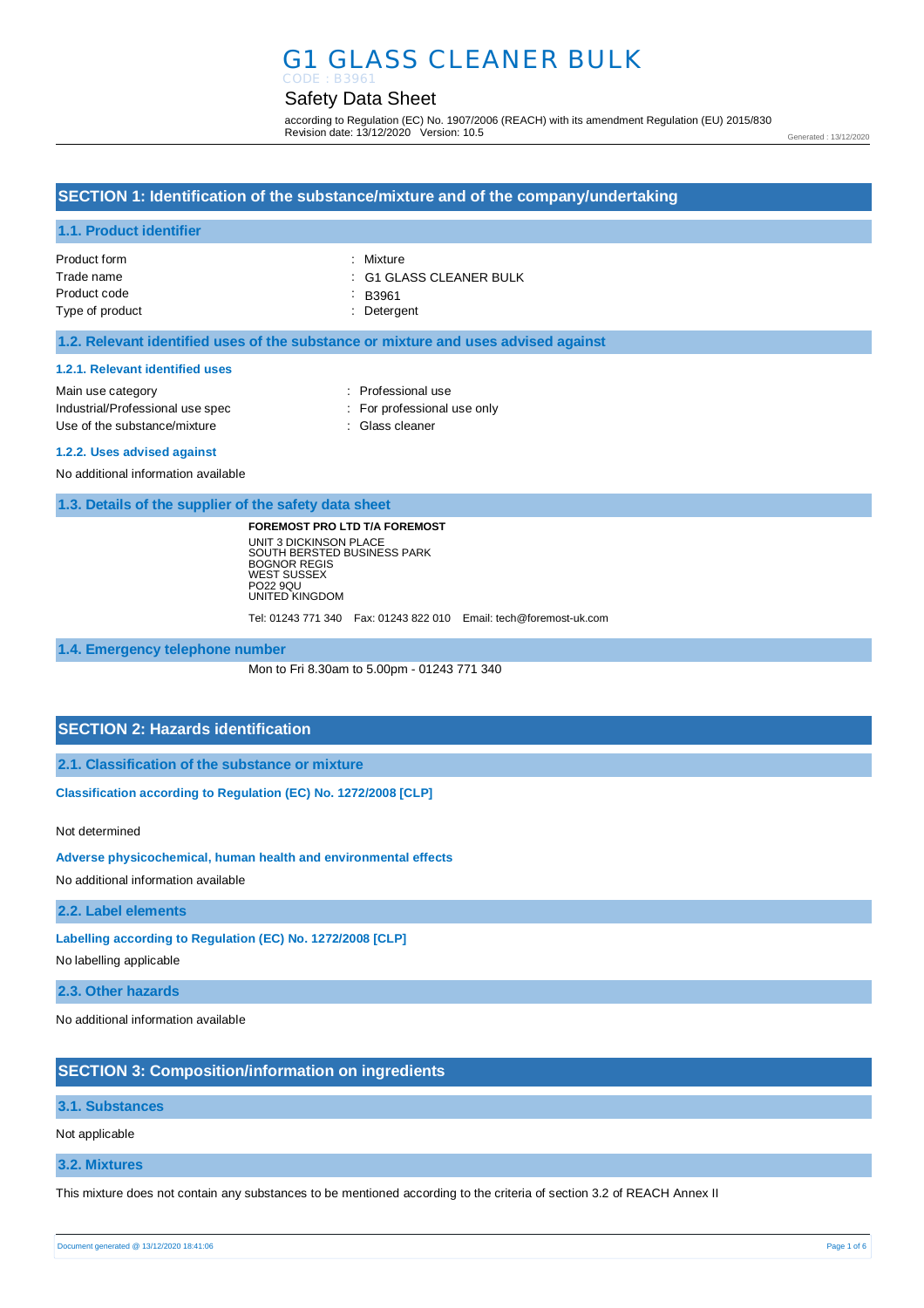# G1 GLASS CLEANER BULK

CODE : B3961

## Safety Data Sheet

according to Regulation (EC) No. 1907/2006 (REACH) with its amendment Regulation (EU) 2015/830
Revision date: 13/12/2020 Version: 10.5

Generated : 13/12/2020

## SECTION 1: Identification of the substance/mixture and of the company/undertaking

### 1.1. Product identifier

Product form : Mixture
Trade name : G1 GLASS CLEANER BULK
Product code : B3961
Type of product : Detergent

### 1.2. Relevant identified uses of the substance or mixture and uses advised against

#### 1.2.1. Relevant identified uses

Main use category : Professional use
Industrial/Professional use spec : For professional use only
Use of the substance/mixture : Glass cleaner

#### 1.2.2. Uses advised against

No additional information available

### 1.3. Details of the supplier of the safety data sheet

**FOREMOST PRO LTD T/A FOREMOST**
UNIT 3 DICKINSON PLACE
SOUTH BERSTED BUSINESS PARK
BOGNOR REGIS
WEST SUSSEX
PO22 9QU
UNITED KINGDOM

Tel: 01243 771 340 Fax: 01243 822 010 Email: tech@foremost-uk.com

### 1.4. Emergency telephone number

Mon to Fri 8.30am to 5.00pm - 01243 771 340

## SECTION 2: Hazards identification

### 2.1. Classification of the substance or mixture

**Classification according to Regulation (EC) No. 1272/2008 [CLP]**

Not determined

**Adverse physicochemical, human health and environmental effects**

No additional information available

### 2.2. Label elements

**Labelling according to Regulation (EC) No. 1272/2008 [CLP]**

No labelling applicable

### 2.3. Other hazards

No additional information available

## SECTION 3: Composition/information on ingredients

### 3.1. Substances

Not applicable

### 3.2. Mixtures

This mixture does not contain any substances to be mentioned according to the criteria of section 3.2 of REACH Annex II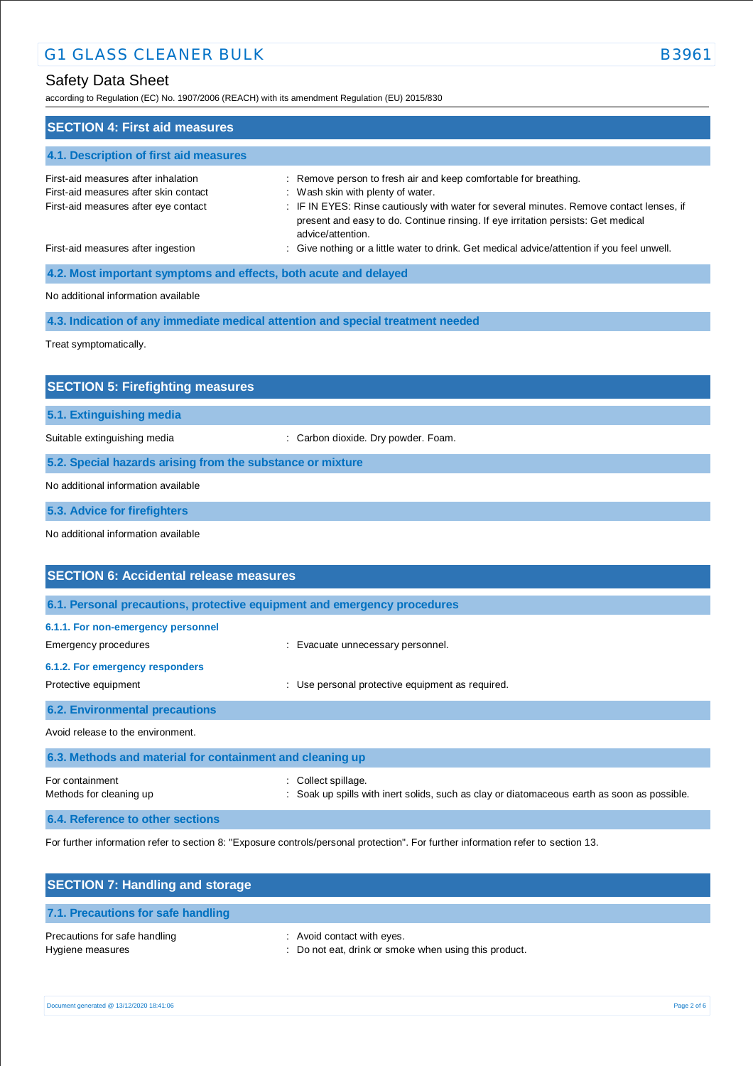## SECTION 4: First aid measures

### 4.1. Description of first aid measures

| | |
|---|---|
| First-aid measures after inhalation | : Remove person to fresh air and keep comfortable for breathing. |
| First-aid measures after skin contact | : Wash skin with plenty of water. |
| First-aid measures after eye contact | : IF IN EYES: Rinse cautiously with water for several minutes. Remove contact lenses, if present and easy to do. Continue rinsing. If eye irritation persists: Get medical advice/attention. |
| First-aid measures after ingestion | : Give nothing or a little water to drink. Get medical advice/attention if you feel unwell. |

### 4.2. Most important symptoms and effects, both acute and delayed

No additional information available

### 4.3. Indication of any immediate medical attention and special treatment needed

Treat symptomatically.

## SECTION 5: Firefighting measures

### 5.1. Extinguishing media

| | |
|---|---|
| Suitable extinguishing media | : Carbon dioxide. Dry powder. Foam. |

### 5.2. Special hazards arising from the substance or mixture

No additional information available

### 5.3. Advice for firefighters

No additional information available

## SECTION 6: Accidental release measures

### 6.1. Personal precautions, protective equipment and emergency procedures

#### 6.1.1. For non-emergency personnel

| | |
|---|---|
| Emergency procedures | : Evacuate unnecessary personnel. |

#### 6.1.2. For emergency responders

| | |
|---|---|
| Protective equipment | : Use personal protective equipment as required. |

### 6.2. Environmental precautions

Avoid release to the environment.

### 6.3. Methods and material for containment and cleaning up

| | |
|---|---|
| For containment | : Collect spillage. |
| Methods for cleaning up | : Soak up spills with inert solids, such as clay or diatomaceous earth as soon as possible. |

### 6.4. Reference to other sections

For further information refer to section 8: "Exposure controls/personal protection". For further information refer to section 13.

## SECTION 7: Handling and storage

### 7.1. Precautions for safe handling

| | |
|---|---|
| Precautions for safe handling | : Avoid contact with eyes. |
| Hygiene measures | : Do not eat, drink or smoke when using this product. |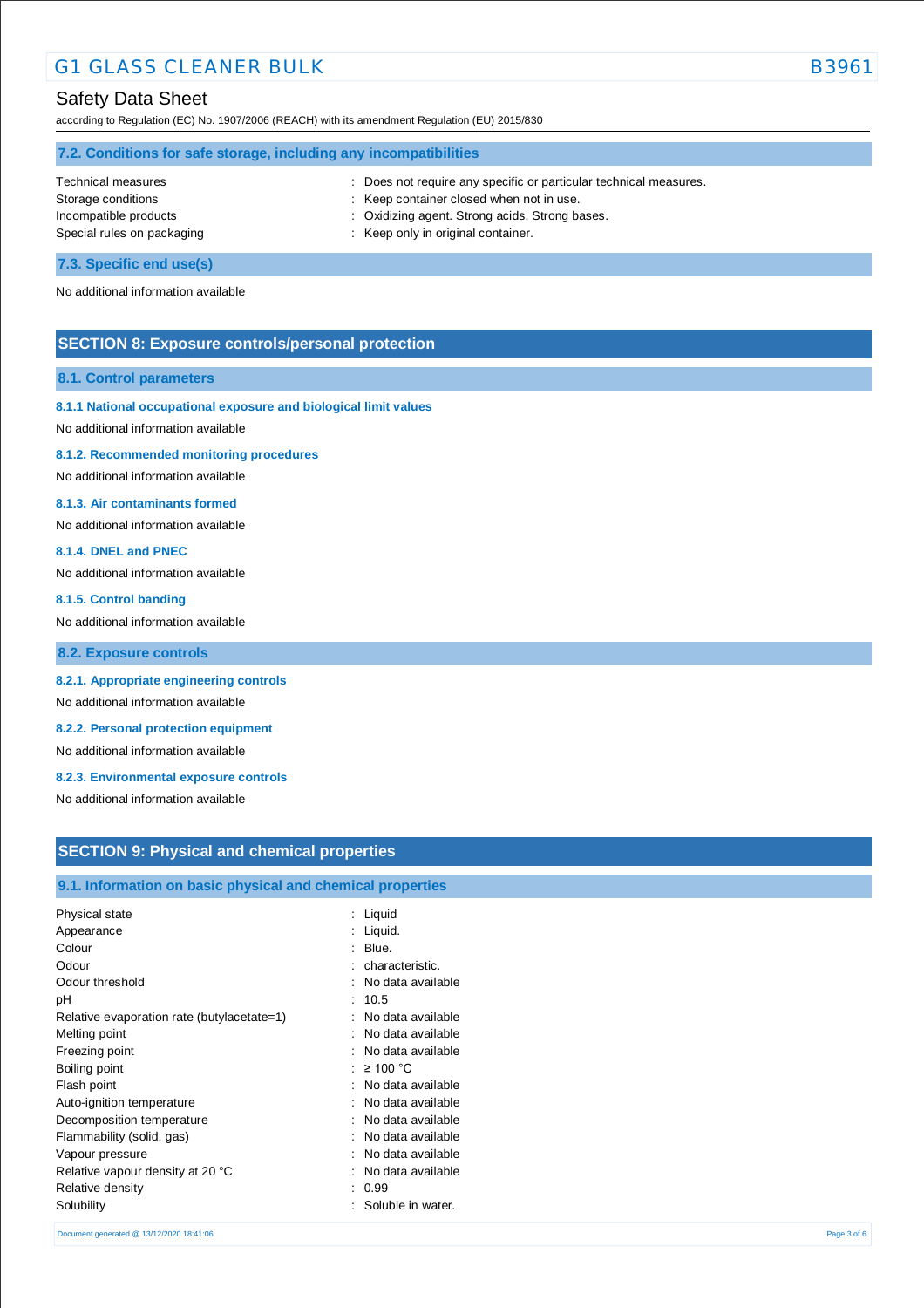### 7.2. Conditions for safe storage, including any incompatibilities

| | |
|---|---|
| Technical measures | : Does not require any specific or particular technical measures. |
| Storage conditions | : Keep container closed when not in use. |
| Incompatible products | : Oxidizing agent. Strong acids. Strong bases. |
| Special rules on packaging | : Keep only in original container. |

### 7.3. Specific end use(s)

No additional information available

## SECTION 8: Exposure controls/personal protection

### 8.1. Control parameters

#### 8.1.1 National occupational exposure and biological limit values

No additional information available

#### 8.1.2. Recommended monitoring procedures

No additional information available

#### 8.1.3. Air contaminants formed

No additional information available

#### 8.1.4. DNEL and PNEC

No additional information available

#### 8.1.5. Control banding

No additional information available

### 8.2. Exposure controls

#### 8.2.1. Appropriate engineering controls

No additional information available

#### 8.2.2. Personal protection equipment

No additional information available

#### 8.2.3. Environmental exposure controls

No additional information available

## SECTION 9: Physical and chemical properties

### 9.1. Information on basic physical and chemical properties

| | |
|---|---|
| Physical state | : Liquid |
| Appearance | : Liquid. |
| Colour | : Blue. |
| Odour | : characteristic. |
| Odour threshold | : No data available |
| pH | : 10.5 |
| Relative evaporation rate (butylacetate=1) | : No data available |
| Melting point | : No data available |
| Freezing point | : No data available |
| Boiling point | : ≥ 100 °C |
| Flash point | : No data available |
| Auto-ignition temperature | : No data available |
| Decomposition temperature | : No data available |
| Flammability (solid, gas) | : No data available |
| Vapour pressure | : No data available |
| Relative vapour density at 20 °C | : No data available |
| Relative density | : 0.99 |
| Solubility | : Soluble in water. |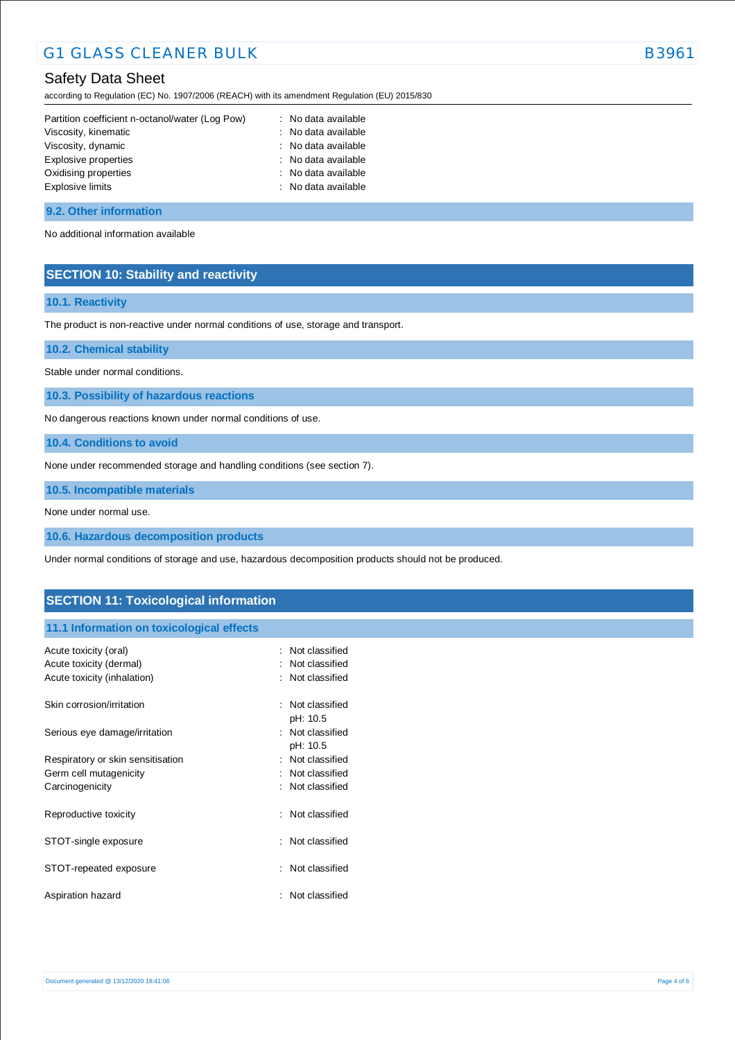| | | |
|---|---|---|
| Partition coefficient n-octanol/water (Log Pow) | : | No data available |
| Viscosity, kinematic | : | No data available |
| Viscosity, dynamic | : | No data available |
| Explosive properties | : | No data available |
| Oxidising properties | : | No data available |
| Explosive limits | : | No data available |

### 9.2. Other information

No additional information available

## SECTION 10: Stability and reactivity

### 10.1. Reactivity

The product is non-reactive under normal conditions of use, storage and transport.

### 10.2. Chemical stability

Stable under normal conditions.

### 10.3. Possibility of hazardous reactions

No dangerous reactions known under normal conditions of use.

### 10.4. Conditions to avoid

None under recommended storage and handling conditions (see section 7).

### 10.5. Incompatible materials

None under normal use.

### 10.6. Hazardous decomposition products

Under normal conditions of storage and use, hazardous decomposition products should not be produced.

## SECTION 11: Toxicological information

### 11.1 Information on toxicological effects

| | | |
|---|---|---|
| Acute toxicity (oral) | : | Not classified |
| Acute toxicity (dermal) | : | Not classified |
| Acute toxicity (inhalation) | : | Not classified |
| Skin corrosion/irritation | : | Not classified<br>pH: 10.5 |
| Serious eye damage/irritation | : | Not classified<br>pH: 10.5 |
| Respiratory or skin sensitisation | : | Not classified |
| Germ cell mutagenicity | : | Not classified |
| Carcinogenicity | : | Not classified |
| Reproductive toxicity | : | Not classified |
| STOT-single exposure | : | Not classified |
| STOT-repeated exposure | : | Not classified |
| Aspiration hazard | : | Not classified |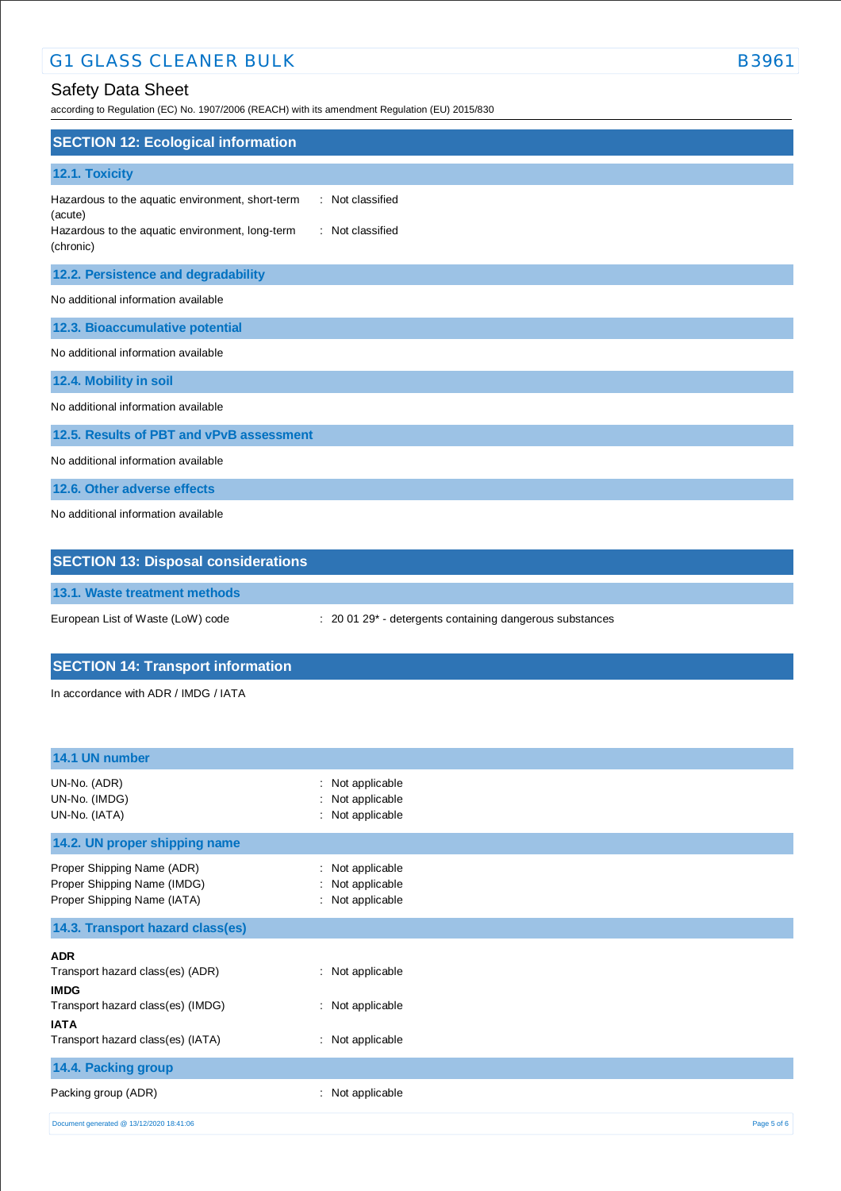## SECTION 12: Ecological information

### 12.1. Toxicity

Hazardous to the aquatic environment, short-term (acute) : Not classified

Hazardous to the aquatic environment, long-term (chronic) : Not classified

### 12.2. Persistence and degradability

No additional information available

### 12.3. Bioaccumulative potential

No additional information available

### 12.4. Mobility in soil

No additional information available

### 12.5. Results of PBT and vPvB assessment

No additional information available

### 12.6. Other adverse effects

No additional information available

## SECTION 13: Disposal considerations

### 13.1. Waste treatment methods

European List of Waste (LoW) code : 20 01 29* - detergents containing dangerous substances

## SECTION 14: Transport information

In accordance with ADR / IMDG / IATA

### 14.1 UN number

UN-No. (ADR) : Not applicable
UN-No. (IMDG) : Not applicable
UN-No. (IATA) : Not applicable

### 14.2. UN proper shipping name

Proper Shipping Name (ADR) : Not applicable
Proper Shipping Name (IMDG) : Not applicable
Proper Shipping Name (IATA) : Not applicable

### 14.3. Transport hazard class(es)

**ADR**
Transport hazard class(es) (ADR) : Not applicable

**IMDG**
Transport hazard class(es) (IMDG) : Not applicable

**IATA**
Transport hazard class(es) (IATA) : Not applicable

### 14.4. Packing group

Packing group (ADR) : Not applicable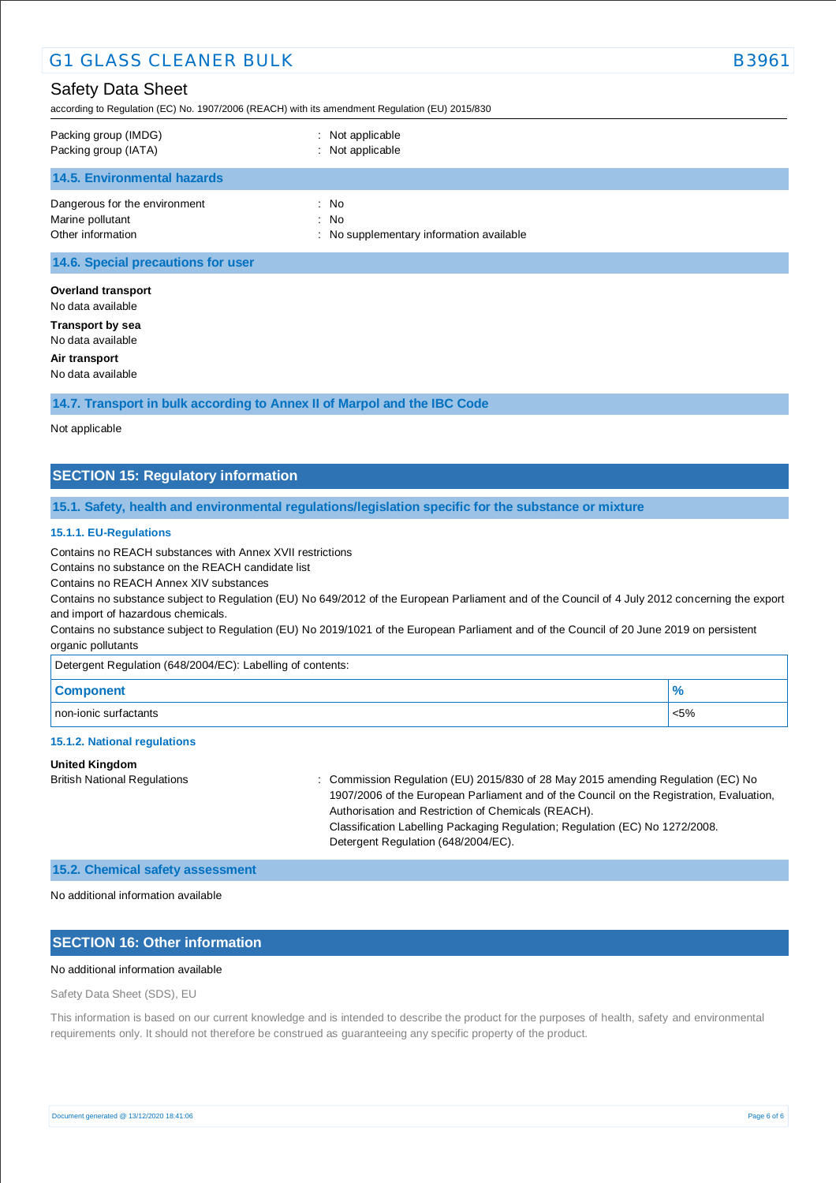Packing group (IMDG) : Not applicable
Packing group (IATA) : Not applicable

### 14.5. Environmental hazards

Dangerous for the environment : No
Marine pollutant : No
Other information : No supplementary information available

### 14.6. Special precautions for user

**Overland transport**
No data available

**Transport by sea**
No data available

**Air transport**
No data available

### 14.7. Transport in bulk according to Annex II of Marpol and the IBC Code

Not applicable

## SECTION 15: Regulatory information

### 15.1. Safety, health and environmental regulations/legislation specific for the substance or mixture

#### 15.1.1. EU-Regulations

Contains no REACH substances with Annex XVII restrictions
Contains no substance on the REACH candidate list
Contains no REACH Annex XIV substances
Contains no substance subject to Regulation (EU) No 649/2012 of the European Parliament and of the Council of 4 July 2012 concerning the export and import of hazardous chemicals.
Contains no substance subject to Regulation (EU) No 2019/1021 of the European Parliament and of the Council of 20 June 2019 on persistent organic pollutants

Detergent Regulation (648/2004/EC): Labelling of contents:

| Component | % |
|---|---|
| non-ionic surfactants | <5% |

#### 15.1.2. National regulations

**United Kingdom**

British National Regulations : Commission Regulation (EU) 2015/830 of 28 May 2015 amending Regulation (EC) No 1907/2006 of the European Parliament and of the Council on the Registration, Evaluation, Authorisation and Restriction of Chemicals (REACH).
Classification Labelling Packaging Regulation; Regulation (EC) No 1272/2008.
Detergent Regulation (648/2004/EC).

### 15.2. Chemical safety assessment

No additional information available

## SECTION 16: Other information

No additional information available

Safety Data Sheet (SDS), EU

This information is based on our current knowledge and is intended to describe the product for the purposes of health, safety and environmental requirements only. It should not therefore be construed as guaranteeing any specific property of the product.